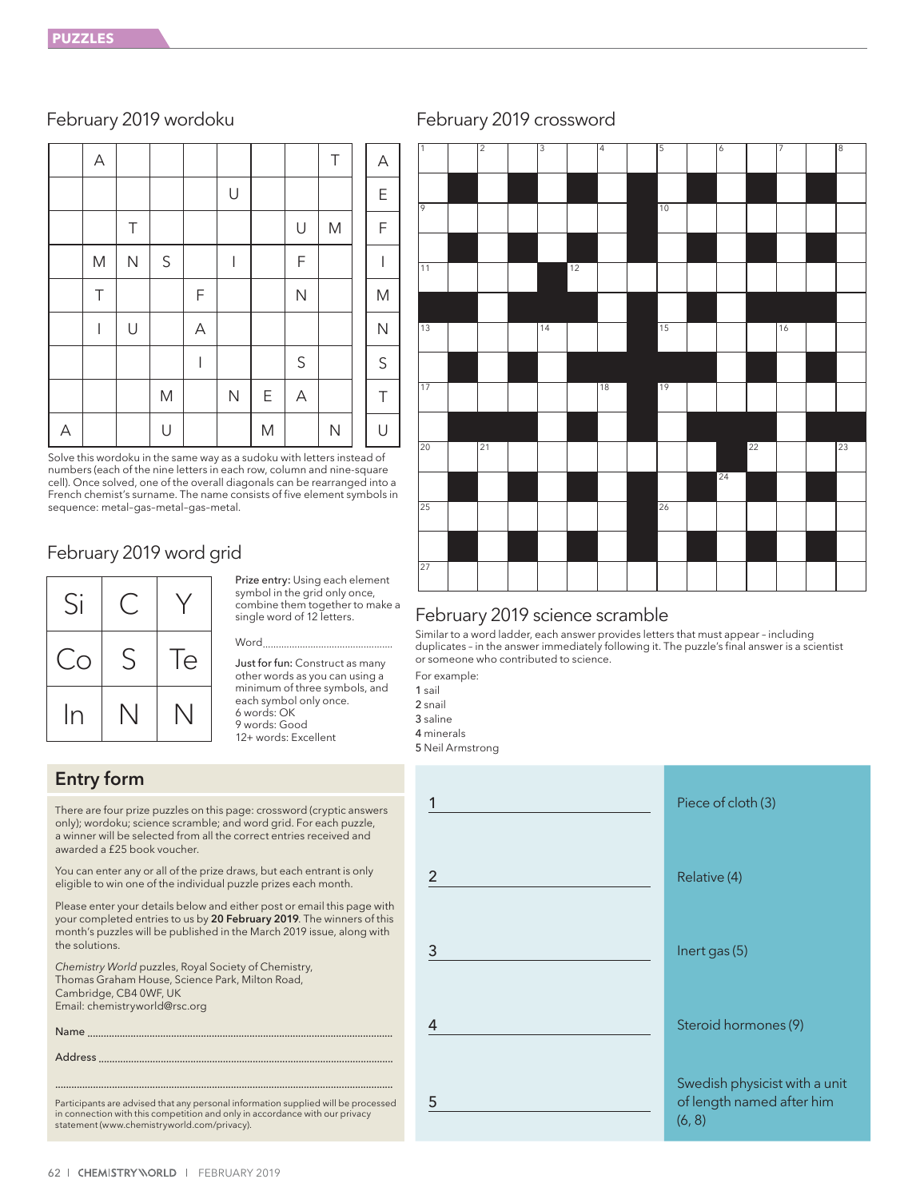## February 2019 wordoku

| | | | | | | | | |
|---|---|---|---|---|---|---|---|---|
| | A | | | | | | | T |
| | | | | | U | | | |
| | | T | | | | | U | M |
| | M | N | S | | I | | F | |
| | T | | | F | | | N | |
| | I | U | | A | | | | |
| | | | | I | | | S | |
| | | | M | | N | E | A | |
| A | | | U | | | M | | N |

A E F I M N S T U

Solve this wordoku in the same way as a sudoku with letters instead of numbers (each of the nine letters in each row, column and nine-square cell). Once solved, one of the overall diagonals can be rearranged into a French chemist's surname. The name consists of five element symbols in sequence: metal–gas–metal–gas–metal.

## February 2019 word grid

| | | |
|---|---|---|
| Si | C | Y |
| Co | S | Te |
| In | N | N |

**Prize entry:** Using each element symbol in the grid only once, combine them together to make a single word of 12 letters.

Word................................................

**Just for fun:** Construct as many other words as you can using a minimum of three symbols, and each symbol only once.
6 words: OK
9 words: Good
12+ words: Excellent

## Entry form

There are four prize puzzles on this page: crossword (cryptic answers only); wordoku; science scramble; and word grid. For each puzzle, a winner will be selected from all the correct entries received and awarded a £25 book voucher.

You can enter any or all of the prize draws, but each entrant is only eligible to win one of the individual puzzle prizes each month.

Please enter your details below and either post or email this page with your completed entries to us by **20 February 2019**. The winners of this month's puzzles will be published in the March 2019 issue, along with the solutions.

*Chemistry World* puzzles, Royal Society of Chemistry,
Thomas Graham House, Science Park, Milton Road,
Cambridge, CB4 0WF, UK
Email: chemistryworld@rsc.org

Name ................................................................................................

Address ................................................................................................

................................................................................................

Participants are advised that any personal information supplied will be processed in connection with this competition and only in accordance with our privacy statement (www.chemistryworld.com/privacy).

## February 2019 crossword

(Crossword grid with numbered squares 1–27)

## February 2019 science scramble

Similar to a word ladder, each answer provides letters that must appear – including duplicates – in the answer immediately following it. The puzzle's final answer is a scientist or someone who contributed to science.

For example:
**1** sail
**2** snail
**3** saline
**4** minerals
**5** Neil Armstrong

| | |
|---|---|
| 1 ______________ | Piece of cloth (3) |
| 2 ______________ | Relative (4) |
| 3 ______________ | Inert gas (5) |
| 4 ______________ | Steroid hormones (9) |
| 5 ______________ | Swedish physicist with a unit of length named after him (6, 8) |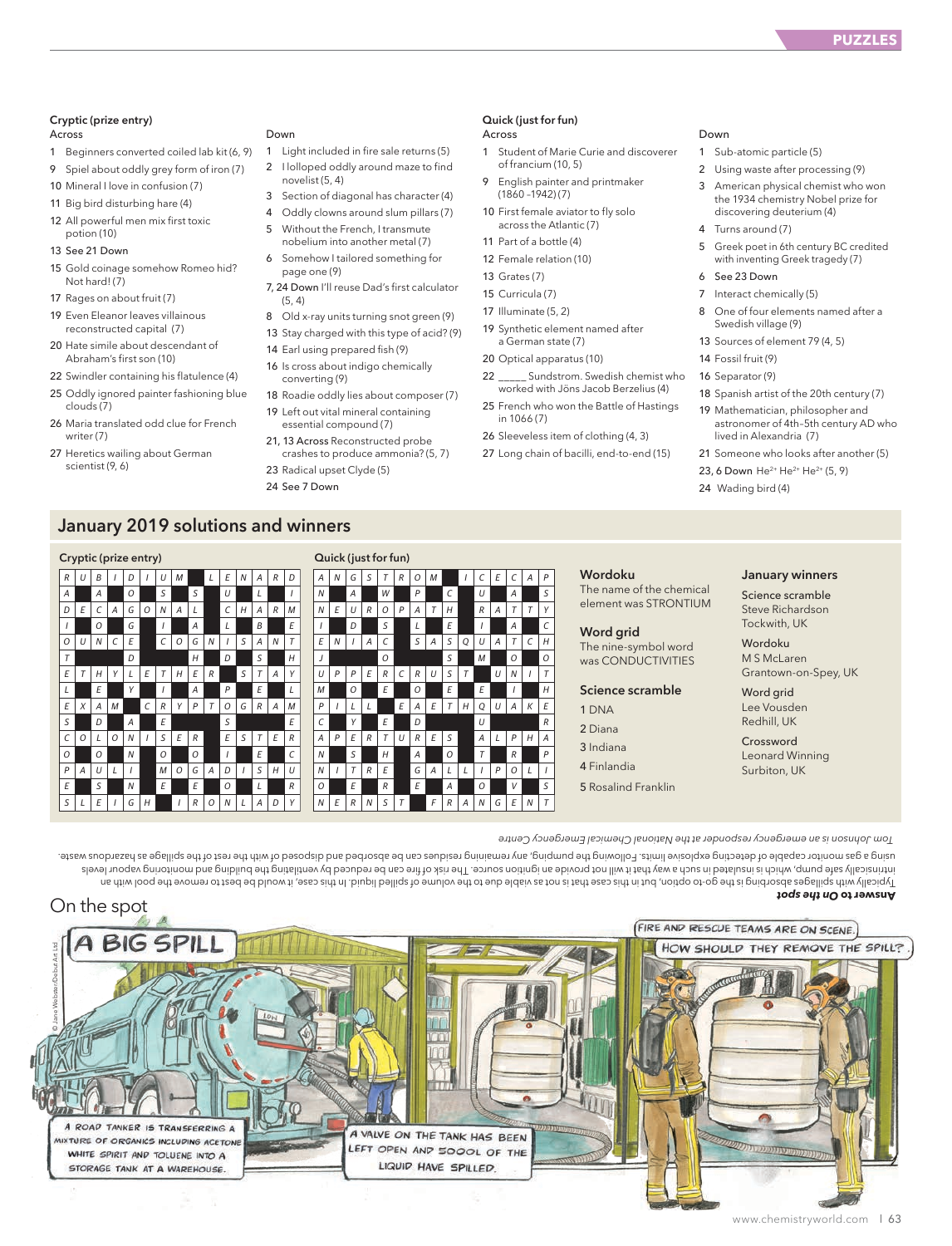## Cryptic (prize entry)

### Across

1 Beginners converted coiled lab kit (6, 9)
9 Spiel about oddly grey form of iron (7)
10 Mineral I love in confusion (7)
11 Big bird disturbing hare (4)
12 All powerful men mix first toxic potion (10)
13 See 21 Down
15 Gold coinage somehow Romeo hid? Not hard! (7)
17 Rages on about fruit (7)
19 Even Eleanor leaves villainous reconstructed capital (7)
20 Hate simile about descendant of Abraham's first son (10)
22 Swindler containing his flatulence (4)
25 Oddly ignored painter fashioning blue clouds (7)
26 Maria translated odd clue for French writer (7)
27 Heretics wailing about German scientist (9, 6)

### Down

1 Light included in fire sale returns (5)
2 I lolloped oddly around maze to find novelist (5, 4)
3 Section of diagonal has character (4)
4 Oddly clowns around slum pillars (7)
5 Without the French, I transmute nobelium into another metal (7)
6 Somehow I tailored something for page one (9)
7, 24 Down I'll reuse Dad's first calculator (5, 4)
8 Old x-ray units turning snot green (9)
13 Stay charged with this type of acid? (9)
14 Earl using prepared fish (9)
16 Is cross about indigo chemically converting (9)
18 Roadie oddly lies about composer (7)
19 Left out vital mineral containing essential compound (7)
21, 13 Across Reconstructed probe crashes to produce ammonia? (5, 7)
23 Radical upset Clyde (5)
24 See 7 Down

## Quick (just for fun)

### Across

1 Student of Marie Curie and discoverer of francium (10, 5)
9 English painter and printmaker (1860 –1942) (7)
10 First female aviator to fly solo across the Atlantic (7)
11 Part of a bottle (4)
12 Female relation (10)
13 Grates (7)
15 Curricula (7)
17 Illuminate (5, 2)
19 Synthetic element named after a German state (7)
20 Optical apparatus (10)
22 _____ Sundstrom. Swedish chemist who worked with Jöns Jacob Berzelius (4)
25 French who won the Battle of Hastings in 1066 (7)
26 Sleeveless item of clothing (4, 3)
27 Long chain of bacilli, end-to-end (15)

### Down

1 Sub-atomic particle (5)
2 Using waste after processing (9)
3 American physical chemist who won the 1934 chemistry Nobel prize for discovering deuterium (4)
4 Turns around (7)
5 Greek poet in 6th century BC credited with inventing Greek tragedy (7)
6 See 23 Down
7 Interact chemically (5)
8 One of four elements named after a Swedish village (9)
13 Sources of element 79 (4, 5)
14 Fossil fruit (9)
16 Separator (9)
18 Spanish artist of the 20th century (7)
19 Mathematician, philosopher and astronomer of 4th-5th century AD who lived in Alexandria (7)
21 Someone who looks after another (5)
23, 6 Down $He^{2+}$ $He^{2+}$ $He^{2+}$ (5, 9)
24 Wading bird (4)

## January 2019 solutions and winners

### Cryptic (prize entry)

| | | | | | | | | | | | | | | |
|---|---|---|---|---|---|---|---|---|---|---|---|---|---|---|
| R | U | B | I | D | I | U | M | ■ | L | E | N | A | R | D |
| A | ■ | A | ■ | O | ■ | S | ■ | S | ■ | U | ■ | L | ■ | I |
| D | E | C | A | G | O | N | A | L | ■ | C | H | A | R | M |
| I | ■ | O | ■ | G | ■ | I | ■ | A | ■ | L | ■ | B | ■ | E |
| O | U | N | C | E | ■ | C | O | G | N | I | S | A | N | T |
| T | ■ | ■ | ■ | D | ■ | ■ | ■ | H | ■ | D | ■ | S | ■ | H |
| E | T | H | Y | L | E | T | H | E | R | ■ | S | T | A | Y |
| L | ■ | E | ■ | Y | ■ | I | ■ | A | ■ | P | ■ | E | ■ | L |
| E | X | A | M | ■ | C | R | Y | P | T | O | G | R | A | M |
| S | ■ | D | ■ | A | ■ | E | ■ | ■ | ■ | S | ■ | ■ | ■ | E |
| C | O | L | O | N | I | S | E | R | ■ | E | S | T | E | R |
| O | ■ | O | ■ | N | ■ | O | ■ | O | ■ | I | ■ | E | ■ | C |
| P | A | U | L | I | ■ | M | O | G | A | D | I | S | H | U |
| E | ■ | S | ■ | N | ■ | E | ■ | E | ■ | O | ■ | L | ■ | R |
| S | L | E | I | G | H | ■ | I | R | O | N | L | A | D | Y |

### Quick (just for fun)

| | | | | | | | | | | | | | | |
|---|---|---|---|---|---|---|---|---|---|---|---|---|---|---|
| A | N | G | S | T | R | O | M | ■ | I | C | E | C | A | P |
| N | ■ | A | ■ | W | ■ | P | ■ | C | ■ | U | ■ | A | ■ | S |
| N | E | U | R | O | P | A | T | H | ■ | R | A | T | T | Y |
| I | ■ | D | ■ | S | ■ | L | ■ | E | ■ | I | ■ | A | ■ | C |
| E | N | I | A | C | ■ | S | A | S | Q | U | A | T | C | H |
| J | ■ | ■ | ■ | O | ■ | ■ | ■ | S | ■ | M | ■ | O | ■ | O |
| U | P | P | E | R | C | R | U | S | T | ■ | U | N | I | T |
| M | ■ | O | ■ | E | ■ | O | ■ | E | ■ | E | ■ | I | ■ | H |
| P | I | L | L | ■ | E | A | R | T | H | Q | U | A | K | E |
| C | ■ | Y | ■ | E | ■ | D | ■ | ■ | ■ | U | ■ | ■ | ■ | R |
| A | P | E | R | T | U | R | E | S | ■ | A | L | P | H | A |
| N | ■ | S | ■ | H | ■ | A | ■ | O | ■ | T | ■ | R | ■ | P |
| N | I | T | R | E | ■ | G | A | L | L | I | P | O | L | I |
| O | ■ | E | ■ | R | ■ | E | ■ | A | ■ | O | ■ | V | ■ | S |
| N | E | R | N | S | T | ■ | F | R | A | N | G | E | N | T |

### Wordoku

The name of the chemical element was STRONTIUM

### Word grid

The nine-symbol word was CONDUCTIVITIES

### Science scramble

1 DNA
2 Diana
3 Indiana
4 Finlandia
5 Rosalind Franklin

### January winners

**Science scramble**
Steve Richardson
Tockwith, UK

**Wordoku**
M S McLaren
Grantown-on-Spey, UK

**Word grid**
Lee Vousden
Redhill, UK

**Crossword**
Leonard Winning
Surbiton, UK

## On the spot

**A BIG SPILL**

A ROAD TANKER IS TRANSFERRING A MIXTURE OF ORGANICS INCLUDING ACETONE WHITE SPIRIT AND TOLUENE INTO A STORAGE TANK AT A WAREHOUSE.

A VALVE ON THE TANK HAS BEEN LEFT OPEN AND 5000L OF THE LIQUID HAVE SPILLED.

FIRE AND RESCUE TEAMS ARE ON SCENE.

HOW SHOULD THEY REMOVE THE SPILL?

© Jane Webster/Debut Art Ltd

**Answer to *On the spot***

Typically with spillages absorbing is the go-to option, but in this case that is not as viable due to the volume of spilled liquid. In this case, it would be best to remove the pool with an intrinsically safe pump, which is insulated in such a way that it will not provide an ignition source. The risk of fire can be reduced by ventilating the building and monitoring vapour levels using a gas monitor capable of detecting explosive limits. Following the pumping, any remaining residues can be absorbed and disposed of with the rest of the spillage as hazardous waste.

*Tom Johnson is an emergency responder at the National Chemical Emergency Centre*